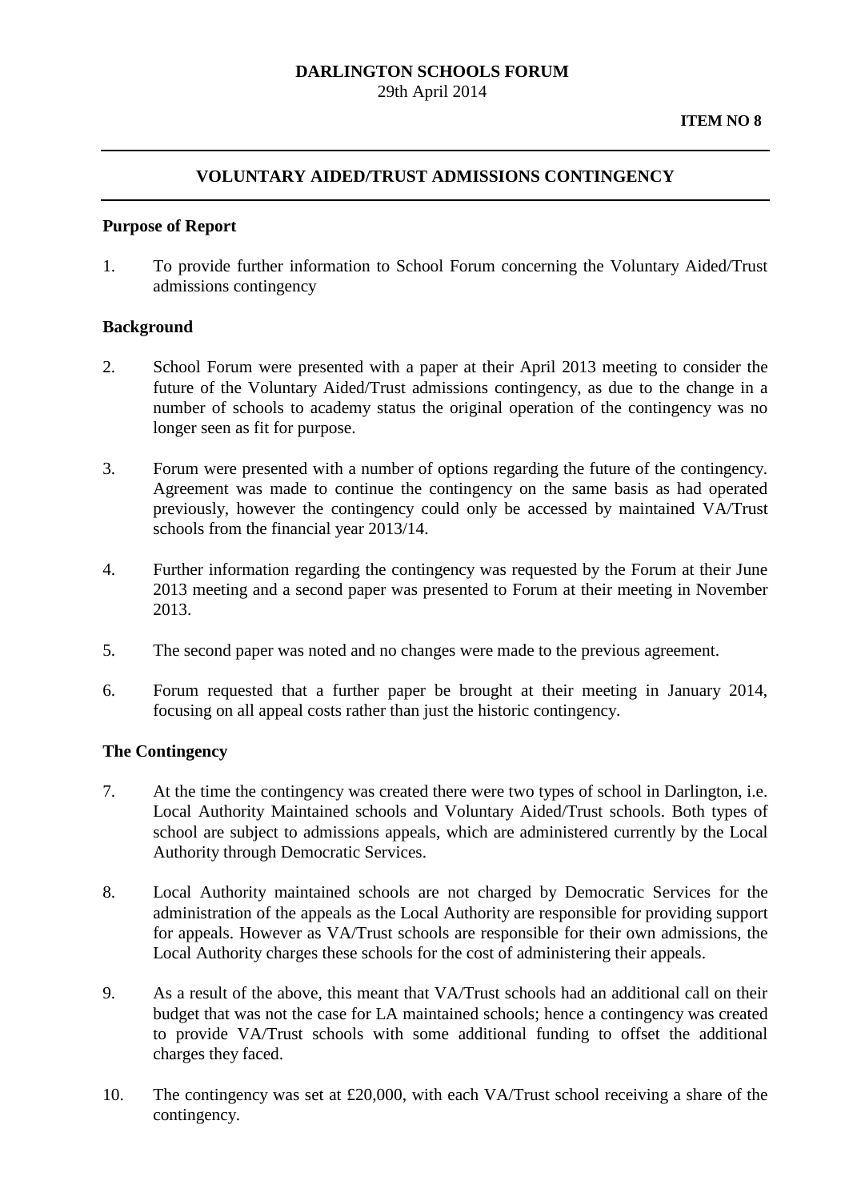**DARLINGTON SCHOOLS FORUM**

29th April 2014

**ITEM NO 8**

---

## VOLUNTARY AIDED/TRUST ADMISSIONS CONTINGENCY

---

### Purpose of Report

1. To provide further information to School Forum concerning the Voluntary Aided/Trust admissions contingency

### Background

2. School Forum were presented with a paper at their April 2013 meeting to consider the future of the Voluntary Aided/Trust admissions contingency, as due to the change in a number of schools to academy status the original operation of the contingency was no longer seen as fit for purpose.

3. Forum were presented with a number of options regarding the future of the contingency. Agreement was made to continue the contingency on the same basis as had operated previously, however the contingency could only be accessed by maintained VA/Trust schools from the financial year 2013/14.

4. Further information regarding the contingency was requested by the Forum at their June 2013 meeting and a second paper was presented to Forum at their meeting in November 2013.

5. The second paper was noted and no changes were made to the previous agreement.

6. Forum requested that a further paper be brought at their meeting in January 2014, focusing on all appeal costs rather than just the historic contingency.

### The Contingency

7. At the time the contingency was created there were two types of school in Darlington, i.e. Local Authority Maintained schools and Voluntary Aided/Trust schools. Both types of school are subject to admissions appeals, which are administered currently by the Local Authority through Democratic Services.

8. Local Authority maintained schools are not charged by Democratic Services for the administration of the appeals as the Local Authority are responsible for providing support for appeals. However as VA/Trust schools are responsible for their own admissions, the Local Authority charges these schools for the cost of administering their appeals.

9. As a result of the above, this meant that VA/Trust schools had an additional call on their budget that was not the case for LA maintained schools; hence a contingency was created to provide VA/Trust schools with some additional funding to offset the additional charges they faced.

10. The contingency was set at £20,000, with each VA/Trust school receiving a share of the contingency.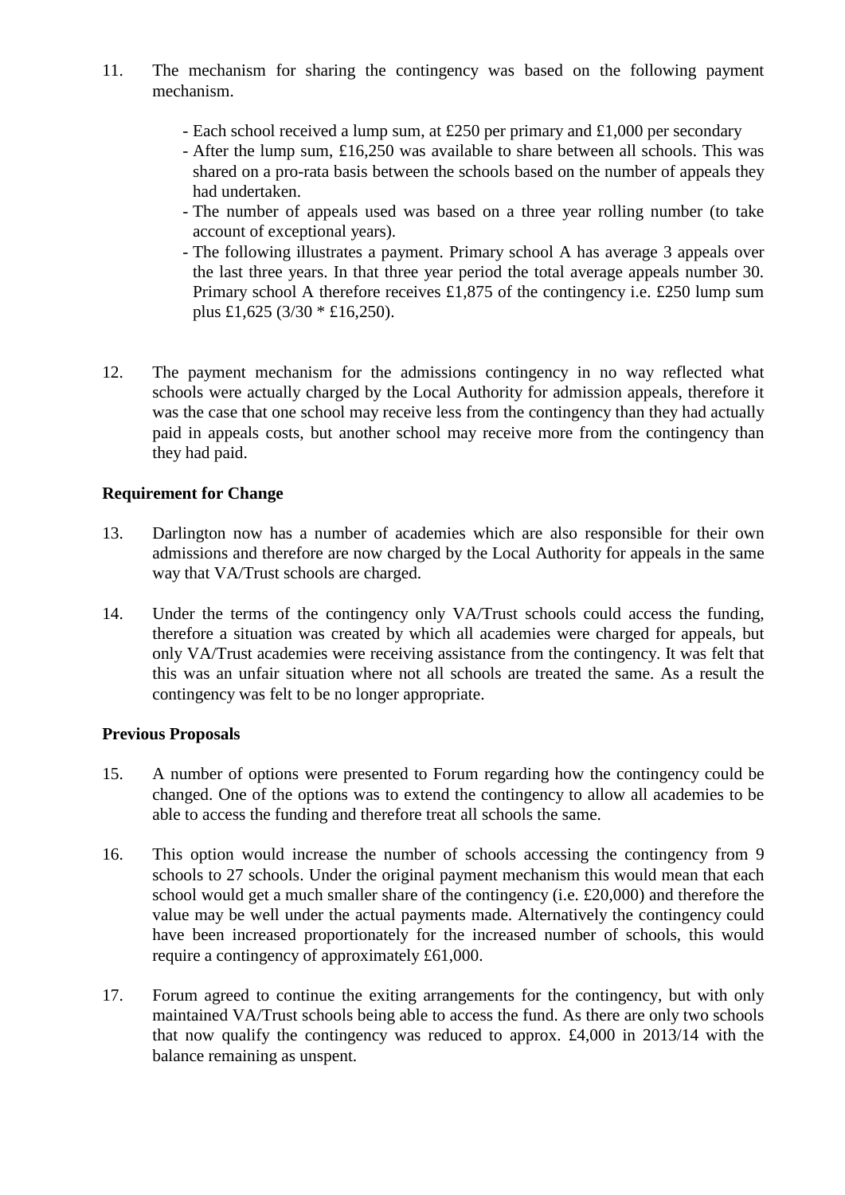11. The mechanism for sharing the contingency was based on the following payment mechanism.

    - Each school received a lump sum, at £250 per primary and £1,000 per secondary
    - After the lump sum, £16,250 was available to share between all schools. This was shared on a pro-rata basis between the schools based on the number of appeals they had undertaken.
    - The number of appeals used was based on a three year rolling number (to take account of exceptional years).
    - The following illustrates a payment. Primary school A has average 3 appeals over the last three years. In that three year period the total average appeals number 30. Primary school A therefore receives £1,875 of the contingency i.e. £250 lump sum plus £1,625 (3/30 * £16,250).

12. The payment mechanism for the admissions contingency in no way reflected what schools were actually charged by the Local Authority for admission appeals, therefore it was the case that one school may receive less from the contingency than they had actually paid in appeals costs, but another school may receive more from the contingency than they had paid.

**Requirement for Change**

13. Darlington now has a number of academies which are also responsible for their own admissions and therefore are now charged by the Local Authority for appeals in the same way that VA/Trust schools are charged.

14. Under the terms of the contingency only VA/Trust schools could access the funding, therefore a situation was created by which all academies were charged for appeals, but only VA/Trust academies were receiving assistance from the contingency. It was felt that this was an unfair situation where not all schools are treated the same. As a result the contingency was felt to be no longer appropriate.

**Previous Proposals**

15. A number of options were presented to Forum regarding how the contingency could be changed. One of the options was to extend the contingency to allow all academies to be able to access the funding and therefore treat all schools the same.

16. This option would increase the number of schools accessing the contingency from 9 schools to 27 schools. Under the original payment mechanism this would mean that each school would get a much smaller share of the contingency (i.e. £20,000) and therefore the value may be well under the actual payments made. Alternatively the contingency could have been increased proportionately for the increased number of schools, this would require a contingency of approximately £61,000.

17. Forum agreed to continue the exiting arrangements for the contingency, but with only maintained VA/Trust schools being able to access the fund. As there are only two schools that now qualify the contingency was reduced to approx. £4,000 in 2013/14 with the balance remaining as unspent.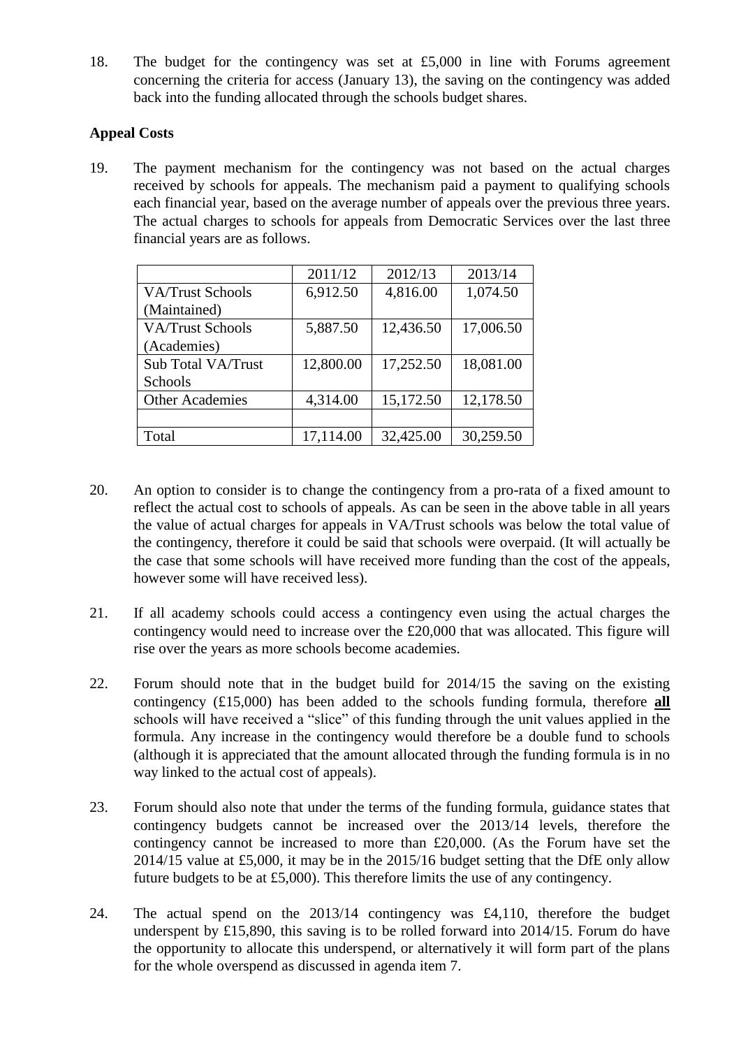18. The budget for the contingency was set at £5,000 in line with Forums agreement concerning the criteria for access (January 13), the saving on the contingency was added back into the funding allocated through the schools budget shares.

**Appeal Costs**

19. The payment mechanism for the contingency was not based on the actual charges received by schools for appeals. The mechanism paid a payment to qualifying schools each financial year, based on the average number of appeals over the previous three years. The actual charges to schools for appeals from Democratic Services over the last three financial years are as follows.

| | 2011/12 | 2012/13 | 2013/14 |
|---|---|---|---|
| VA/Trust Schools (Maintained) | 6,912.50 | 4,816.00 | 1,074.50 |
| VA/Trust Schools (Academies) | 5,887.50 | 12,436.50 | 17,006.50 |
| Sub Total VA/Trust Schools | 12,800.00 | 17,252.50 | 18,081.00 |
| Other Academies | 4,314.00 | 15,172.50 | 12,178.50 |
| | | | |
| Total | 17,114.00 | 32,425.00 | 30,259.50 |

20. An option to consider is to change the contingency from a pro-rata of a fixed amount to reflect the actual cost to schools of appeals. As can be seen in the above table in all years the value of actual charges for appeals in VA/Trust schools was below the total value of the contingency, therefore it could be said that schools were overpaid. (It will actually be the case that some schools will have received more funding than the cost of the appeals, however some will have received less).

21. If all academy schools could access a contingency even using the actual charges the contingency would need to increase over the £20,000 that was allocated. This figure will rise over the years as more schools become academies.

22. Forum should note that in the budget build for 2014/15 the saving on the existing contingency (£15,000) has been added to the schools funding formula, therefore **all** schools will have received a "slice" of this funding through the unit values applied in the formula. Any increase in the contingency would therefore be a double fund to schools (although it is appreciated that the amount allocated through the funding formula is in no way linked to the actual cost of appeals).

23. Forum should also note that under the terms of the funding formula, guidance states that contingency budgets cannot be increased over the 2013/14 levels, therefore the contingency cannot be increased to more than £20,000. (As the Forum have set the 2014/15 value at £5,000, it may be in the 2015/16 budget setting that the DfE only allow future budgets to be at £5,000). This therefore limits the use of any contingency.

24. The actual spend on the 2013/14 contingency was £4,110, therefore the budget underspent by £15,890, this saving is to be rolled forward into 2014/15. Forum do have the opportunity to allocate this underspend, or alternatively it will form part of the plans for the whole overspend as discussed in agenda item 7.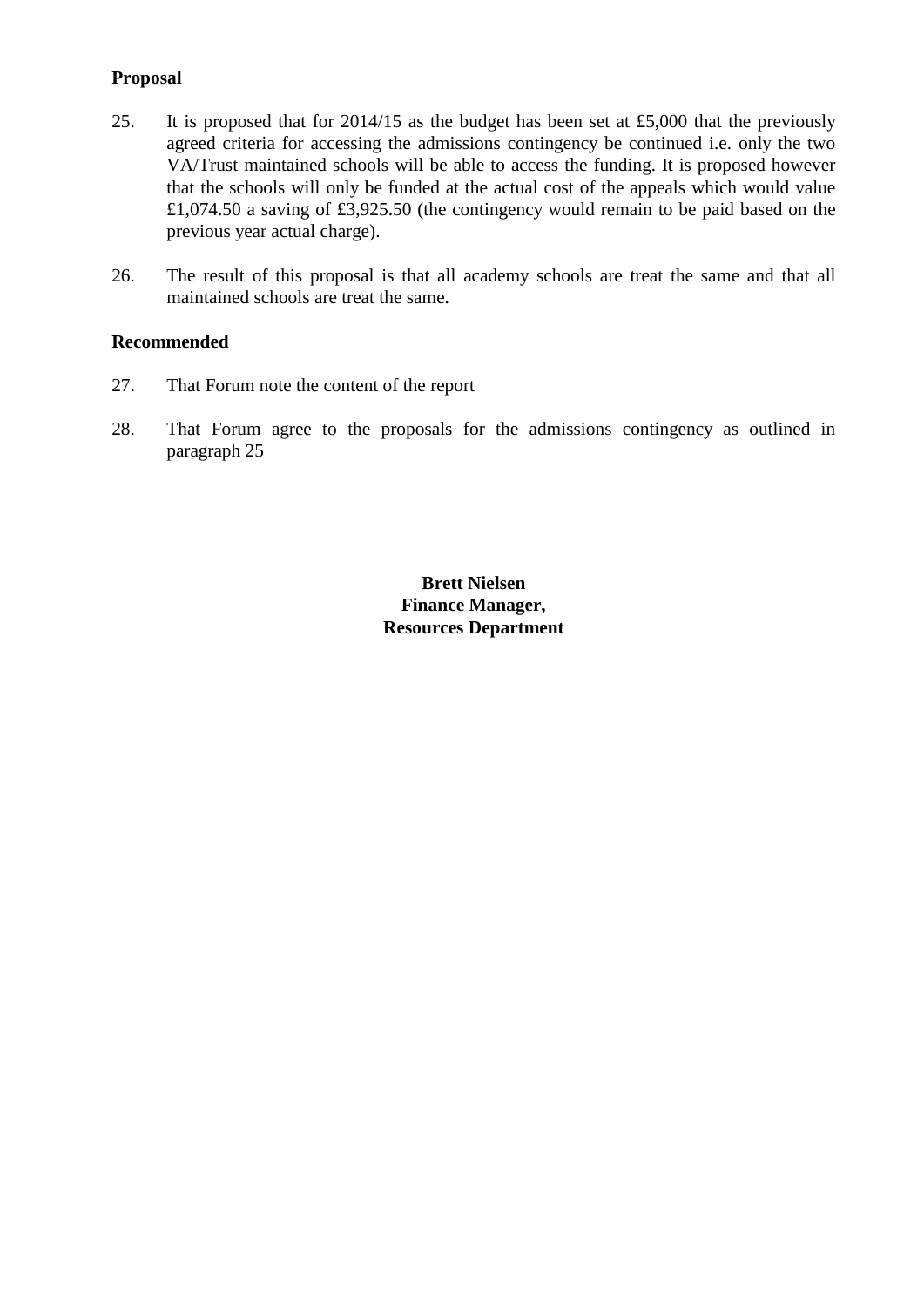**Proposal**

25. It is proposed that for 2014/15 as the budget has been set at £5,000 that the previously agreed criteria for accessing the admissions contingency be continued i.e. only the two VA/Trust maintained schools will be able to access the funding. It is proposed however that the schools will only be funded at the actual cost of the appeals which would value £1,074.50 a saving of £3,925.50 (the contingency would remain to be paid based on the previous year actual charge).

26. The result of this proposal is that all academy schools are treat the same and that all maintained schools are treat the same.

**Recommended**

27. That Forum note the content of the report

28. That Forum agree to the proposals for the admissions contingency as outlined in paragraph 25

**Brett Nielsen**
**Finance Manager,**
**Resources Department**